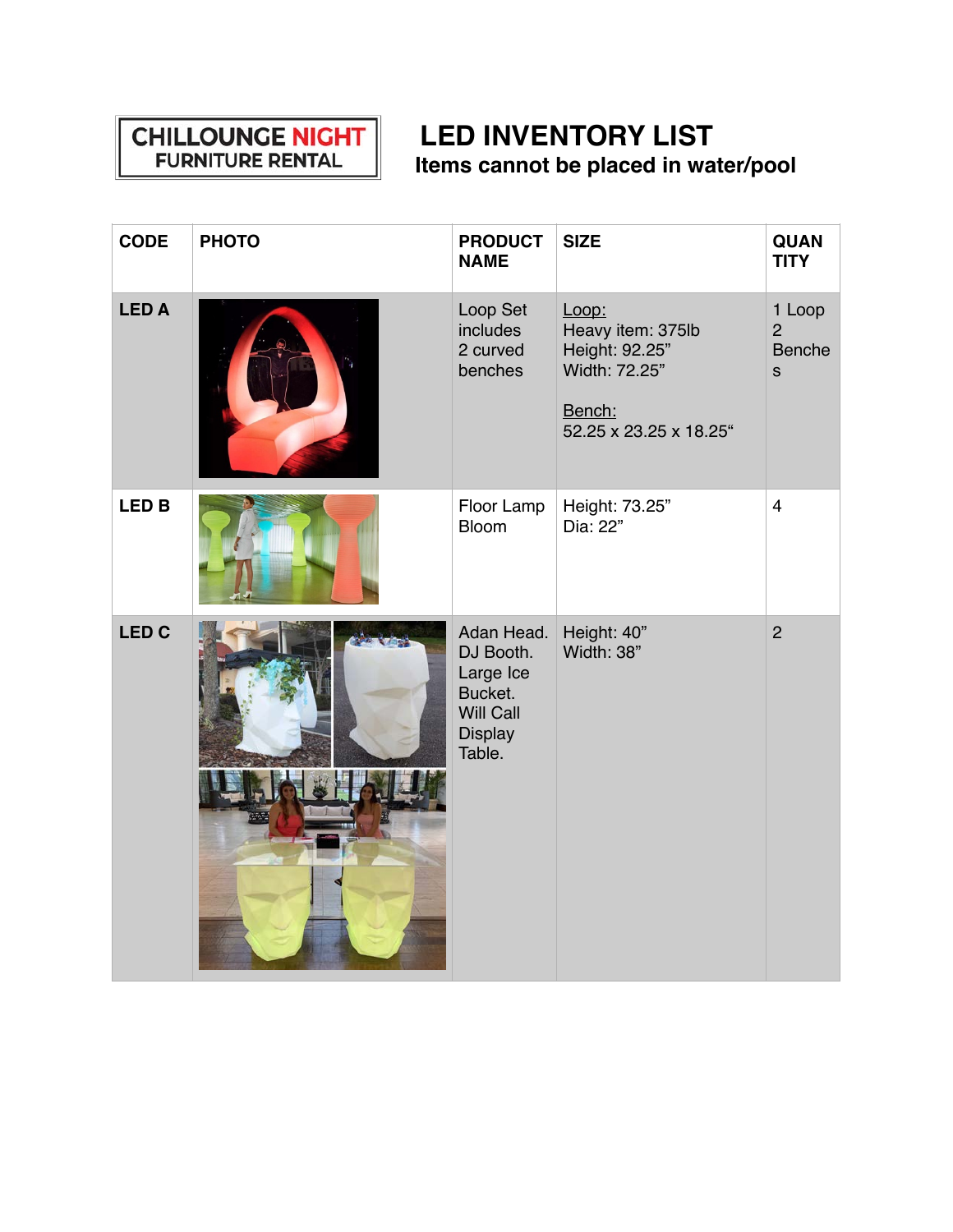CHILLOUNGE NIGHT FURNITURE RENTAL

# LED INVENTORY LIST

**Items cannot be placed in water/pool**

| CODE | PHOTO | PRODUCT NAME | SIZE | QUANTITY |
|---|---|---|---|---|
| **LED A** | | Loop Set includes 2 curved benches | Loop:<br>Heavy item: 375lb<br>Height: 92.25”<br>Width: 72.25”<br><br>Bench:<br>52.25 x 23.25 x 18.25“ | 1 Loop<br>2 Benches |
| **LED B** | | Floor Lamp Bloom | Height: 73.25”<br>Dia: 22” | 4 |
| **LED C** | | Adan Head. DJ Booth. Large Ice Bucket. Will Call Display Table. | Height: 40”<br>Width: 38” | 2 |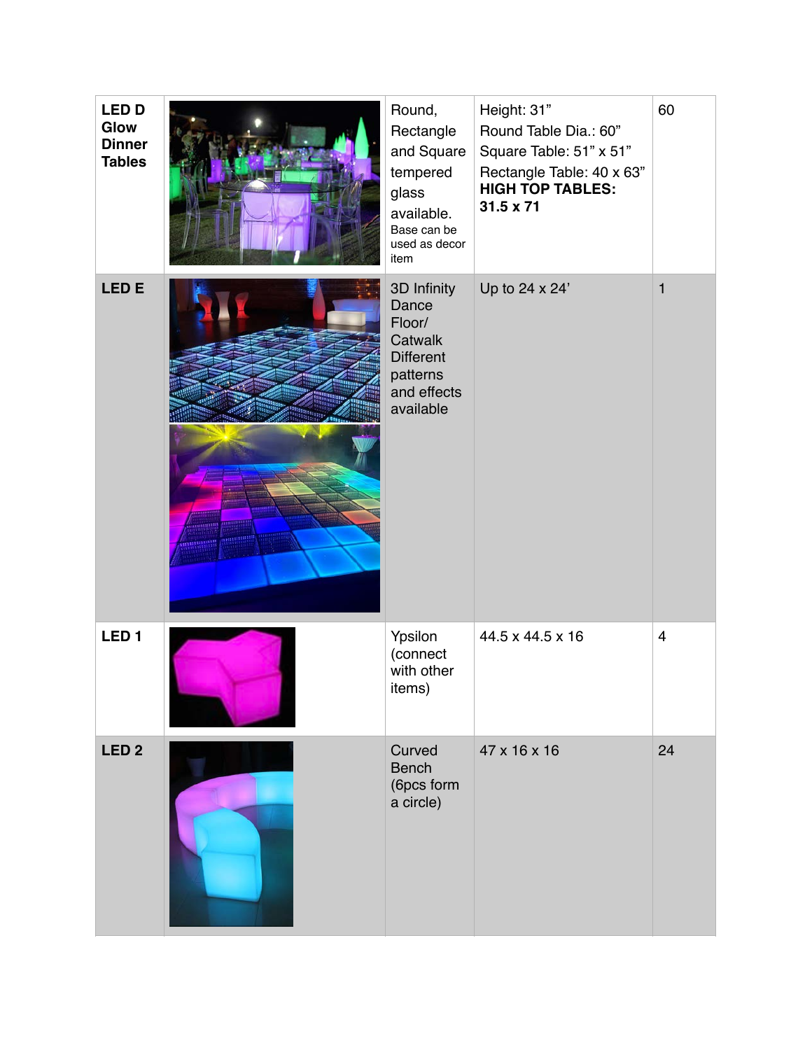| | | | | |
|---|---|---|---|---|
| **LED D Glow Dinner Tables** | | Round, Rectangle and Square tempered glass available. Base can be used as decor item | Height: 31”<br>Round Table Dia.: 60”<br>Square Table: 51” x 51”<br>Rectangle Table: 40 x 63”<br>**HIGH TOP TABLES: 31.5 x 71** | 60 |
| **LED E** | | 3D Infinity Dance Floor/ Catwalk Different patterns and effects available | Up to 24 x 24’ | 1 |
| **LED 1** | | Ypsilon (connect with other items) | 44.5 x 44.5 x 16 | 4 |
| **LED 2** | | Curved Bench (6pcs form a circle) | 47 x 16 x 16 | 24 |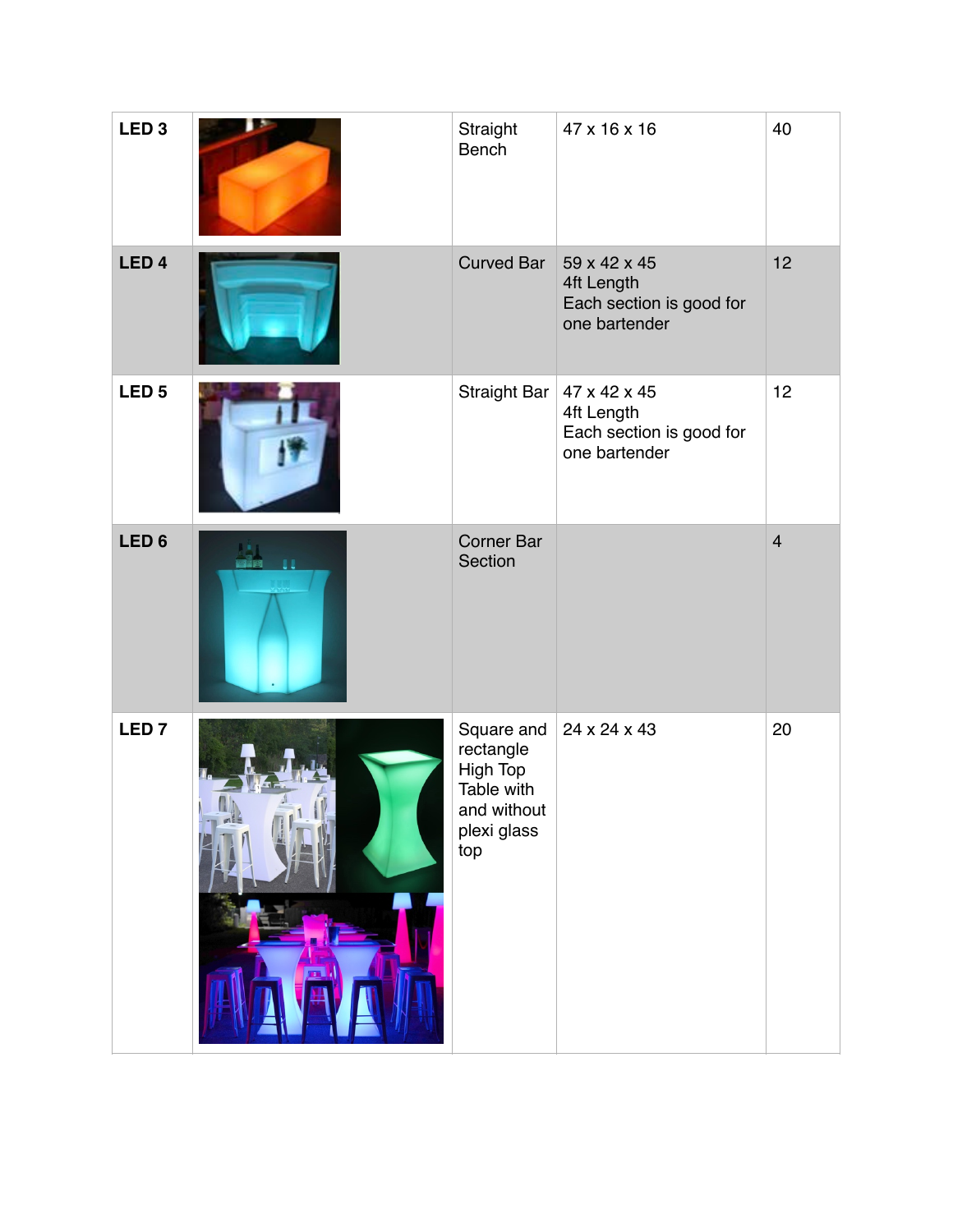| | | | | |
|---|---|---|---|---|
| **LED 3** | | Straight Bench | 47 x 16 x 16 | 40 |
| **LED 4** | | Curved Bar | 59 x 42 x 45<br>4ft Length<br>Each section is good for one bartender | 12 |
| **LED 5** | | Straight Bar | 47 x 42 x 45<br>4ft Length<br>Each section is good for one bartender | 12 |
| **LED 6** | | Corner Bar Section | | 4 |
| **LED 7** | | Square and rectangle High Top Table with and without plexi glass top | 24 x 24 x 43 | 20 |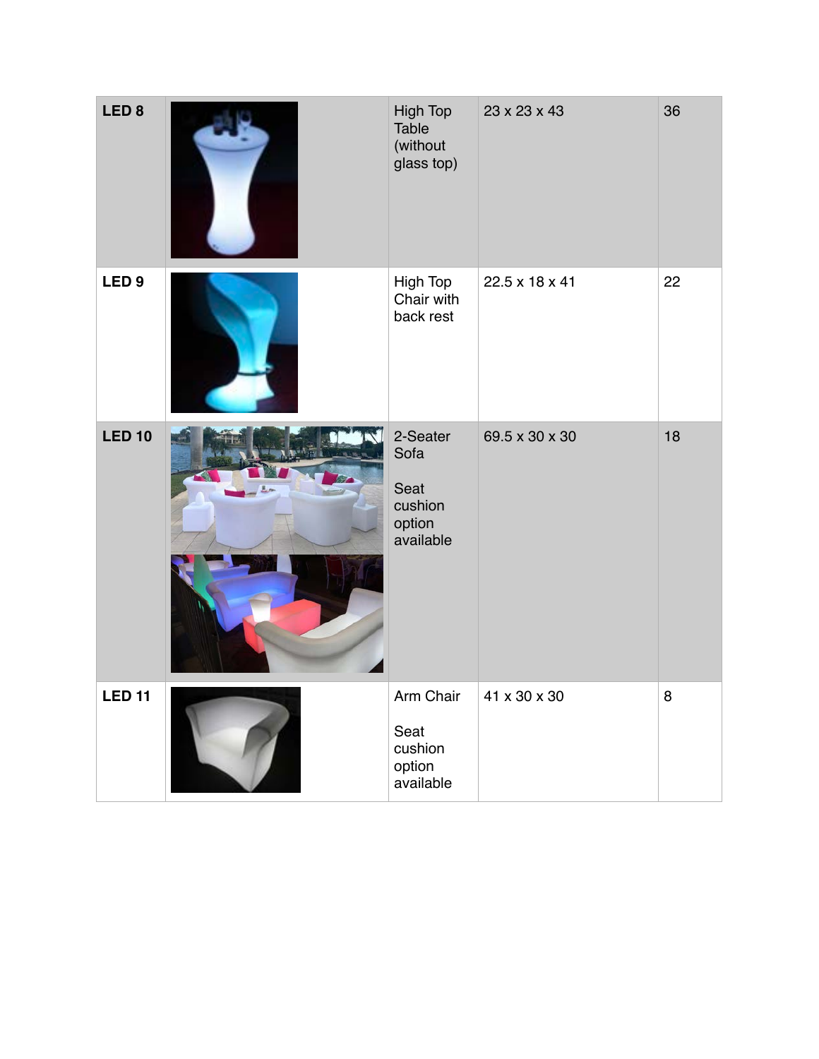| LED 8 | | High Top Table (without glass top) | 23 x 23 x 43 | 36 |
|---|---|---|---|---|
| LED 9 | | High Top Chair with back rest | 22.5 x 18 x 41 | 22 |
| LED 10 | | 2-Seater Sofa<br><br>Seat cushion option available | 69.5 x 30 x 30 | 18 |
| LED 11 | | Arm Chair<br><br>Seat cushion option available | 41 x 30 x 30 | 8 |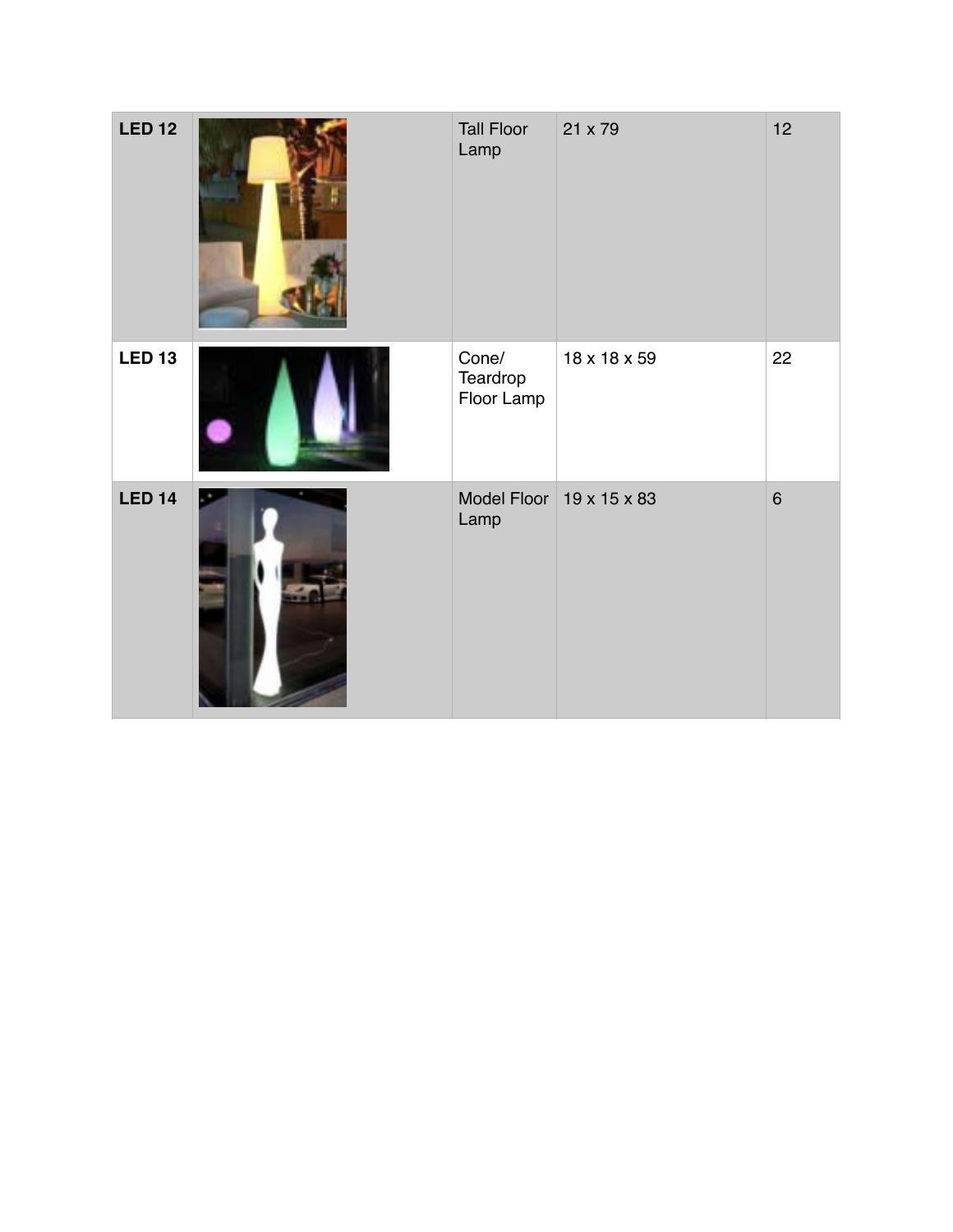| LED 12 |  | Tall Floor Lamp | 21 x 79 | 12 |
| --- | --- | --- | --- | --- |
| LED 13 |  | Cone/ Teardrop Floor Lamp | 18 x 18 x 59 | 22 |
| LED 14 |  | Model Floor Lamp | 19 x 15 x 83 | 6 |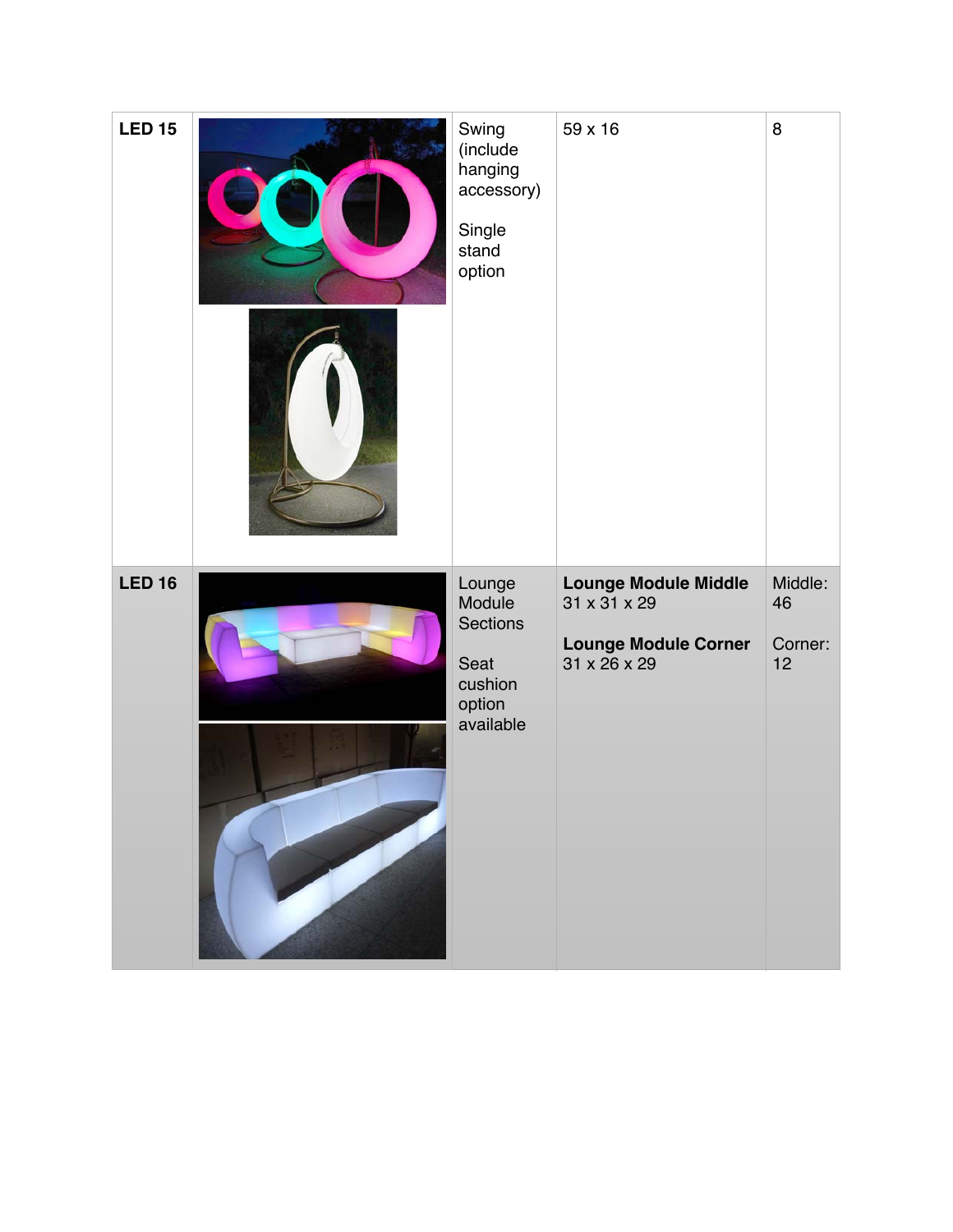| | | | | |
|---|---|---|---|---|
| **LED 15** | | Swing (include hanging accessory)<br><br>Single stand option | 59 x 16 | 8 |
| **LED 16** | | Lounge Module Sections<br><br>Seat cushion option available | **Lounge Module Middle**<br>31 x 31 x 29<br><br>**Lounge Module Corner**<br>31 x 26 x 29 | Middle: 46<br><br>Corner: 12 |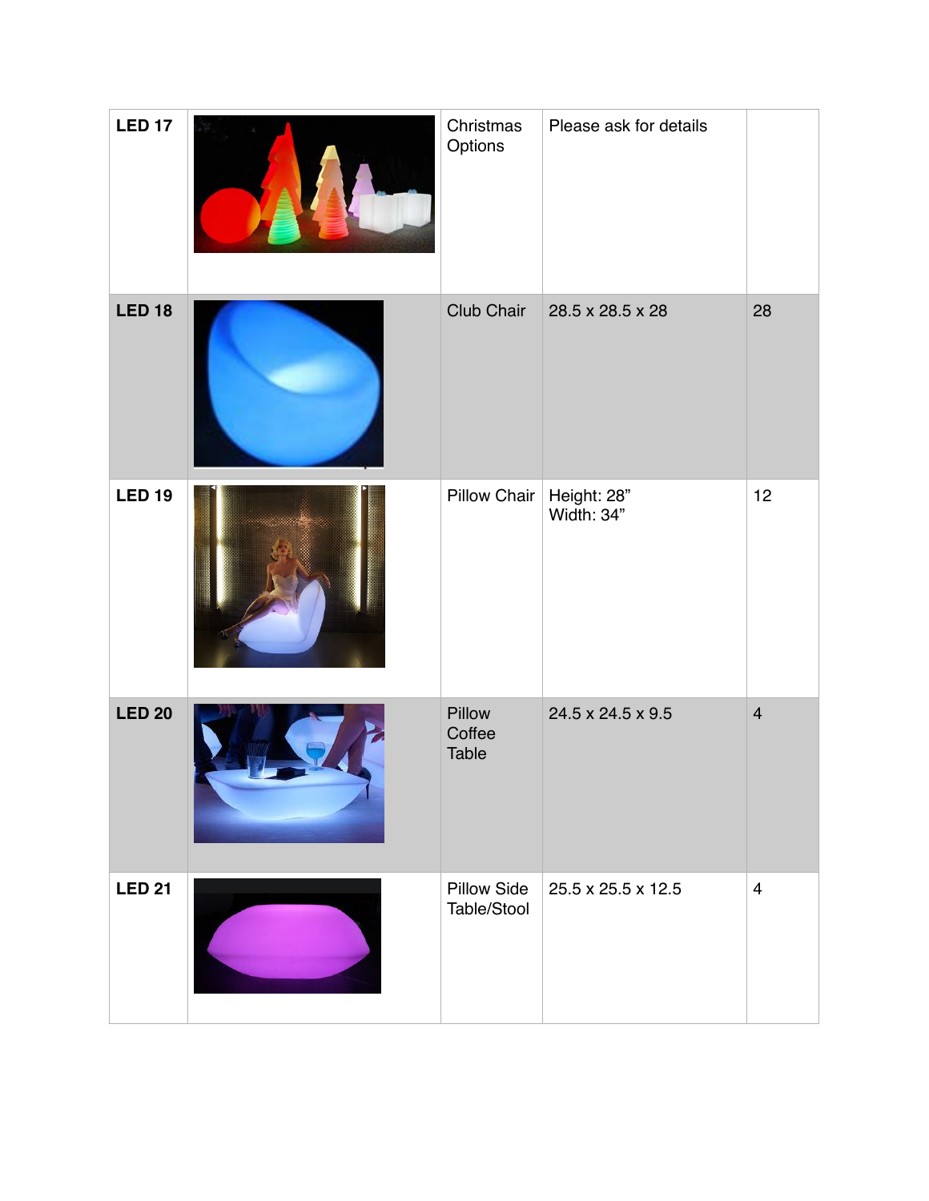| | | | | |
|---|---|---|---|---|
| **LED 17** | | Christmas Options | Please ask for details | |
| **LED 18** | | Club Chair | 28.5 x 28.5 x 28 | 28 |
| **LED 19** | | Pillow Chair | Height: 28"<br>Width: 34" | 12 |
| **LED 20** | | Pillow Coffee Table | 24.5 x 24.5 x 9.5 | 4 |
| **LED 21** | | Pillow Side Table/Stool | 25.5 x 25.5 x 12.5 | 4 |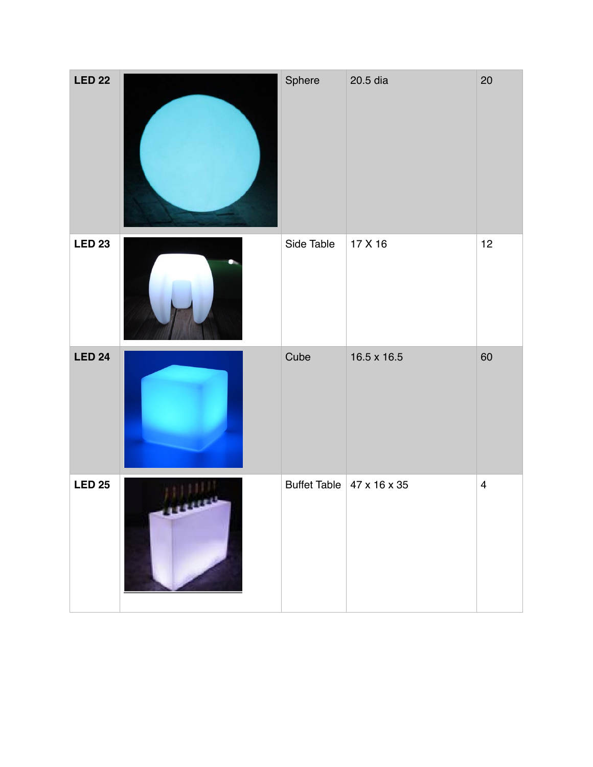| | | | | |
|---|---|---|---|---|
| **LED 22** | | Sphere | 20.5 dia | 20 |
| **LED 23** | | Side Table | 17 X 16 | 12 |
| **LED 24** | | Cube | 16.5 x 16.5 | 60 |
| **LED 25** | | Buffet Table | 47 x 16 x 35 | 4 |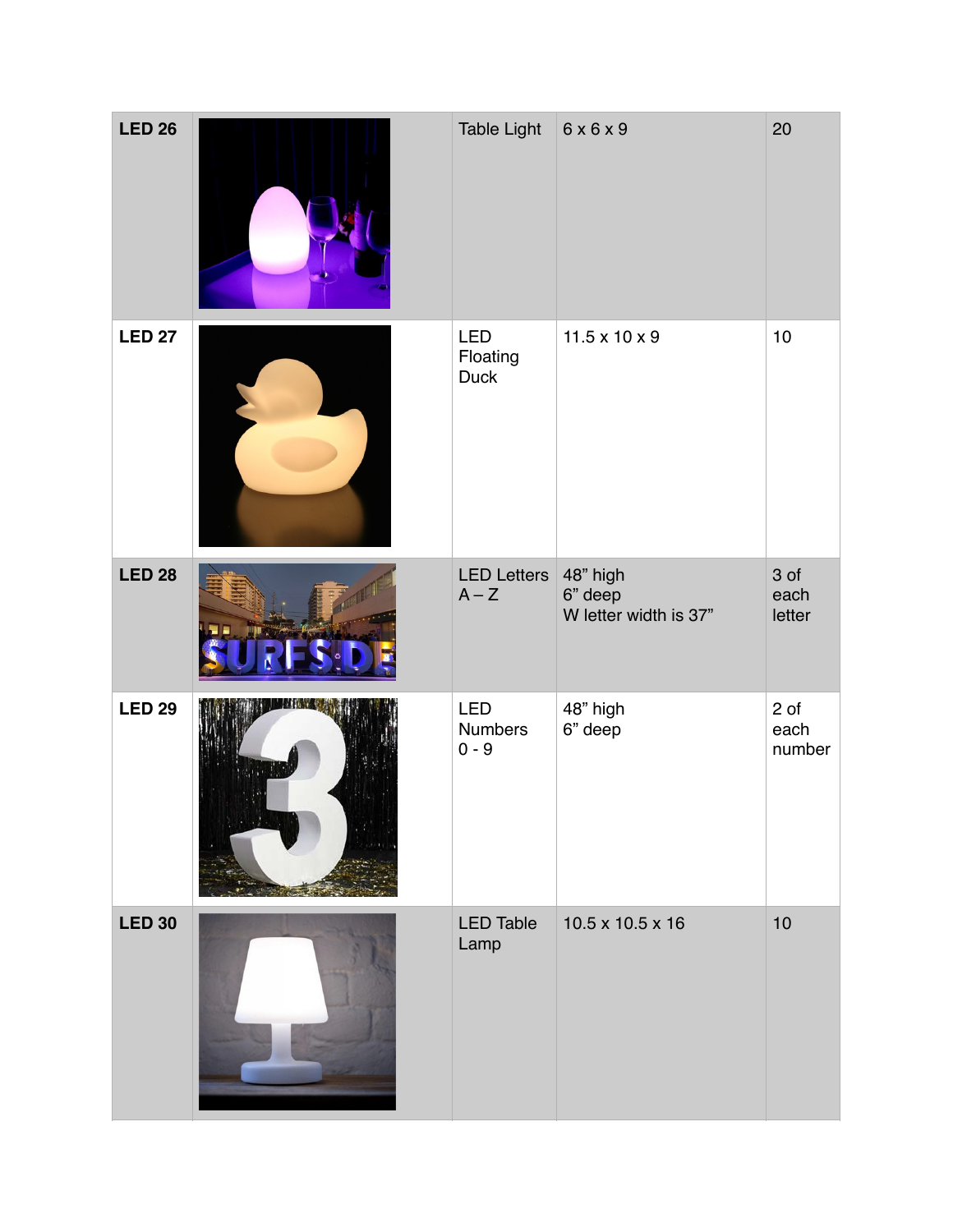| | | | | |
|---|---|---|---|---|
| **LED 26** | | Table Light | 6 x 6 x 9 | 20 |
| **LED 27** | | LED Floating Duck | 11.5 x 10 x 9 | 10 |
| **LED 28** | | LED Letters A – Z | 48” high<br>6” deep<br>W letter width is 37” | 3 of each letter |
| **LED 29** | | LED Numbers 0 - 9 | 48” high<br>6” deep | 2 of each number |
| **LED 30** | | LED Table Lamp | 10.5 x 10.5 x 16 | 10 |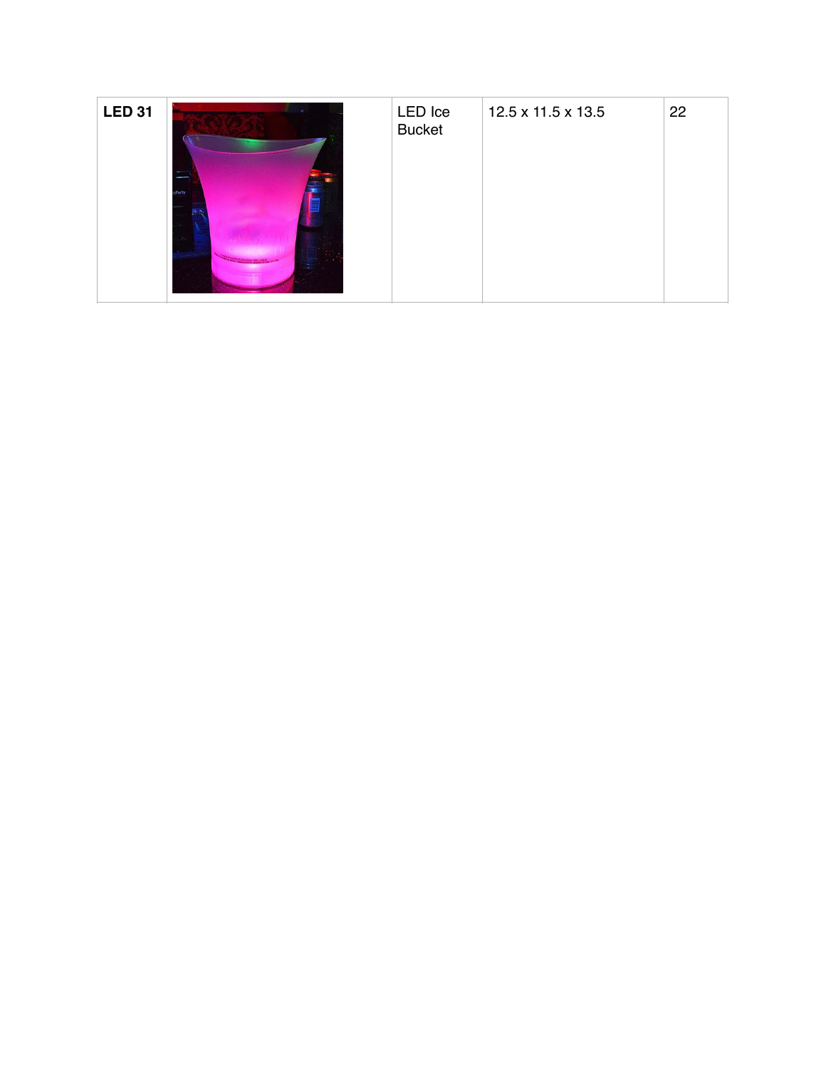| | | | | |
|---|---|---|---|---|
| **LED 31** | | LED Ice Bucket | 12.5 x 11.5 x 13.5 | 22 |